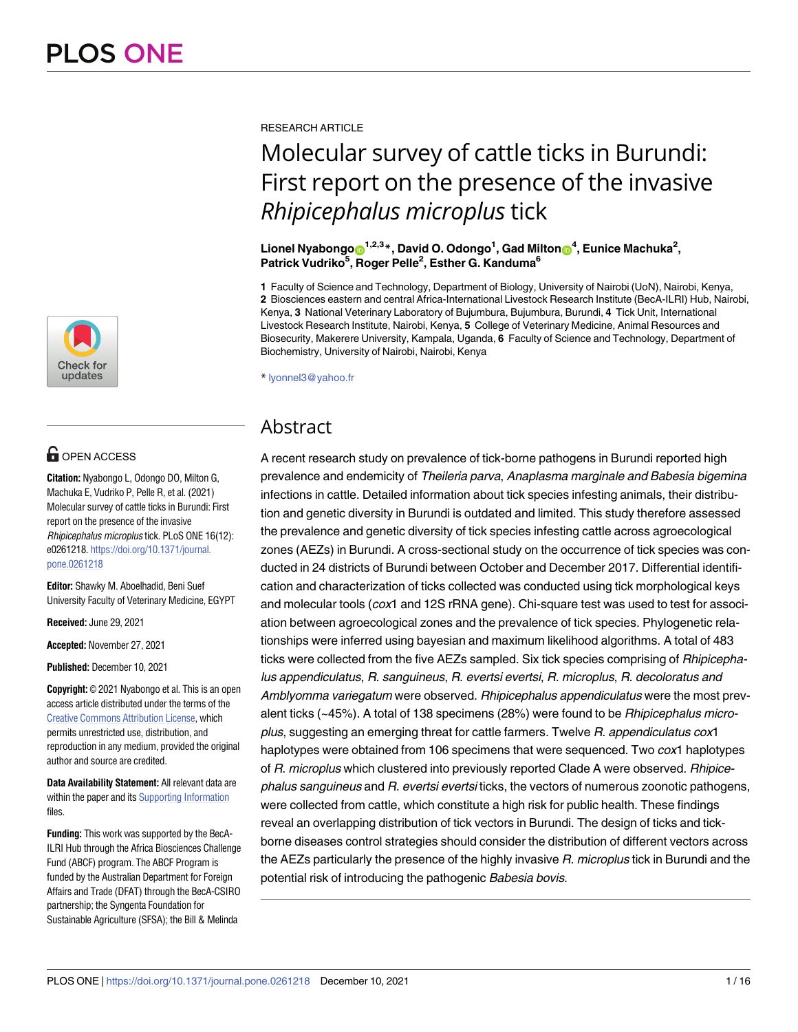RESEARCH ARTICLE

# Molecular survey of cattle ticks in Burundi: First report on the presence of the invasive *Rhipicephalus microplus* tick

**Lionel Nyabongo**[1,2,3]*, **David O. Odongo**[1], **Gad Milton**[4], **Eunice Machuka**[2], **Patrick Vudriko**[5], **Roger Pelle**[2], **Esther G. Kanduma**[6]

**1** Faculty of Science and Technology, Department of Biology, University of Nairobi (UoN), Nairobi, Kenya, **2** Biosciences eastern and central Africa-International Livestock Research Institute (BecA-ILRI) Hub, Nairobi, Kenya, **3** National Veterinary Laboratory of Bujumbura, Bujumbura, Burundi, **4** Tick Unit, International Livestock Research Institute, Nairobi, Kenya, **5** College of Veterinary Medicine, Animal Resources and Biosecurity, Makerere University, Kampala, Uganda, **6** Faculty of Science and Technology, Department of Biochemistry, University of Nairobi, Nairobi, Kenya

* lyonnel3@yahoo.fr

OPEN ACCESS

**Citation:** Nyabongo L, Odongo DO, Milton G, Machuka E, Vudriko P, Pelle R, et al. (2021) Molecular survey of cattle ticks in Burundi: First report on the presence of the invasive *Rhipicephalus microplus* tick. PLoS ONE 16(12): e0261218. https://doi.org/10.1371/journal.pone.0261218

**Editor:** Shawky M. Aboelhadid, Beni Suef University Faculty of Veterinary Medicine, EGYPT

**Received:** June 29, 2021

**Accepted:** November 27, 2021

**Published:** December 10, 2021

**Copyright:** © 2021 Nyabongo et al. This is an open access article distributed under the terms of the Creative Commons Attribution License, which permits unrestricted use, distribution, and reproduction in any medium, provided the original author and source are credited.

**Data Availability Statement:** All relevant data are within the paper and its Supporting Information files.

**Funding:** This work was supported by the BecA-ILRI Hub through the Africa Biosciences Challenge Fund (ABCF) program. The ABCF Program is funded by the Australian Department for Foreign Affairs and Trade (DFAT) through the BecA-CSIRO partnership; the Syngenta Foundation for Sustainable Agriculture (SFSA); the Bill & Melinda

## Abstract

A recent research study on prevalence of tick-borne pathogens in Burundi reported high prevalence and endemicity of *Theileria parva*, *Anaplasma marginale and Babesia bigemina* infections in cattle. Detailed information about tick species infesting animals, their distribution and genetic diversity in Burundi is outdated and limited. This study therefore assessed the prevalence and genetic diversity of tick species infesting cattle across agroecological zones (AEZs) in Burundi. A cross-sectional study on the occurrence of tick species was conducted in 24 districts of Burundi between October and December 2017. Differential identification and characterization of ticks collected was conducted using tick morphological keys and molecular tools (*cox*1 and 12S rRNA gene). Chi-square test was used to test for association between agroecological zones and the prevalence of tick species. Phylogenetic relationships were inferred using bayesian and maximum likelihood algorithms. A total of 483 ticks were collected from the five AEZs sampled. Six tick species comprising of *Rhipicephalus appendiculatus*, *R. sanguineus*, *R. evertsi evertsi*, *R. microplus*, *R. decoloratus and Amblyomma variegatum* were observed. *Rhipicephalus appendiculatus* were the most prevalent ticks (~45%). A total of 138 specimens (28%) were found to be *Rhipicephalus microplus*, suggesting an emerging threat for cattle farmers. Twelve *R. appendiculatus cox*1 haplotypes were obtained from 106 specimens that were sequenced. Two *cox*1 haplotypes of *R. microplus* which clustered into previously reported Clade A were observed. *Rhipicephalus sanguineus* and *R. evertsi evertsi* ticks, the vectors of numerous zoonotic pathogens, were collected from cattle, which constitute a high risk for public health. These findings reveal an overlapping distribution of tick vectors in Burundi. The design of ticks and tick-borne diseases control strategies should consider the distribution of different vectors across the AEZs particularly the presence of the highly invasive *R. microplus* tick in Burundi and the potential risk of introducing the pathogenic *Babesia bovis*.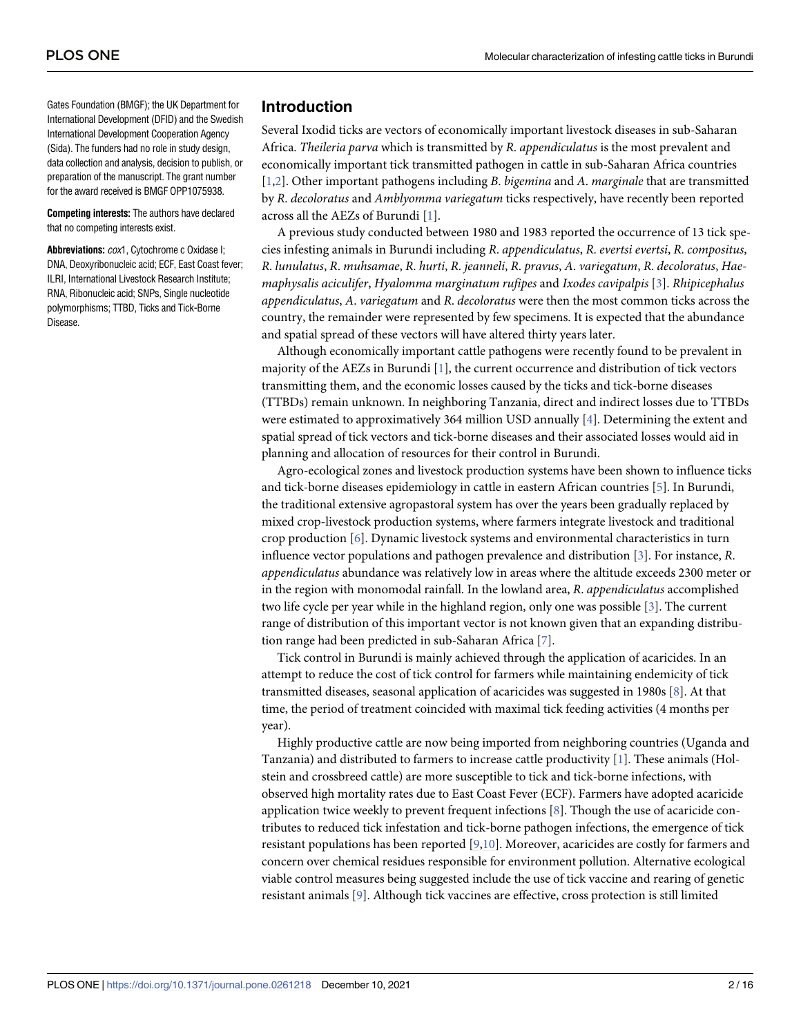Gates Foundation (BMGF); the UK Department for International Development (DFID) and the Swedish International Development Cooperation Agency (Sida). The funders had no role in study design, data collection and analysis, decision to publish, or preparation of the manuscript. The grant number for the award received is BMGF OPP1075938.

**Competing interests:** The authors have declared that no competing interests exist.

**Abbreviations:** *cox*1, Cytochrome c Oxidase I; DNA, Deoxyribonucleic acid; ECF, East Coast fever; ILRI, International Livestock Research Institute; RNA, Ribonucleic acid; SNPs, Single nucleotide polymorphisms; TTBD, Ticks and Tick-Borne Disease.

## Introduction

Several Ixodid ticks are vectors of economically important livestock diseases in sub-Saharan Africa. *Theileria parva* which is transmitted by *R. appendiculatus* is the most prevalent and economically important tick transmitted pathogen in cattle in sub-Saharan Africa countries [1,2]. Other important pathogens including *B. bigemina* and *A. marginale* that are transmitted by *R. decoloratus* and *Amblyomma variegatum* ticks respectively, have recently been reported across all the AEZs of Burundi [1].

A previous study conducted between 1980 and 1983 reported the occurrence of 13 tick species infesting animals in Burundi including *R. appendiculatus*, *R. evertsi evertsi*, *R. compositus*, *R. lunulatus*, *R. muhsamae*, *R. hurti*, *R. jeanneli*, *R. pravus*, *A. variegatum*, *R. decoloratus*, *Haemaphysalis aciculifer*, *Hyalomma marginatum rufipes* and *Ixodes cavipalpis* [3]. *Rhipicephalus appendiculatus*, *A. variegatum* and *R. decoloratus* were then the most common ticks across the country, the remainder were represented by few specimens. It is expected that the abundance and spatial spread of these vectors will have altered thirty years later.

Although economically important cattle pathogens were recently found to be prevalent in majority of the AEZs in Burundi [1], the current occurrence and distribution of tick vectors transmitting them, and the economic losses caused by the ticks and tick-borne diseases (TTBDs) remain unknown. In neighboring Tanzania, direct and indirect losses due to TTBDs were estimated to approximatively 364 million USD annually [4]. Determining the extent and spatial spread of tick vectors and tick-borne diseases and their associated losses would aid in planning and allocation of resources for their control in Burundi.

Agro-ecological zones and livestock production systems have been shown to influence ticks and tick-borne diseases epidemiology in cattle in eastern African countries [5]. In Burundi, the traditional extensive agropastoral system has over the years been gradually replaced by mixed crop-livestock production systems, where farmers integrate livestock and traditional crop production [6]. Dynamic livestock systems and environmental characteristics in turn influence vector populations and pathogen prevalence and distribution [3]. For instance, *R. appendiculatus* abundance was relatively low in areas where the altitude exceeds 2300 meter or in the region with monomodal rainfall. In the lowland area, *R. appendiculatus* accomplished two life cycle per year while in the highland region, only one was possible [3]. The current range of distribution of this important vector is not known given that an expanding distribution range had been predicted in sub-Saharan Africa [7].

Tick control in Burundi is mainly achieved through the application of acaricides. In an attempt to reduce the cost of tick control for farmers while maintaining endemicity of tick transmitted diseases, seasonal application of acaricides was suggested in 1980s [8]. At that time, the period of treatment coincided with maximal tick feeding activities (4 months per year).

Highly productive cattle are now being imported from neighboring countries (Uganda and Tanzania) and distributed to farmers to increase cattle productivity [1]. These animals (Holstein and crossbreed cattle) are more susceptible to tick and tick-borne infections, with observed high mortality rates due to East Coast Fever (ECF). Farmers have adopted acaricide application twice weekly to prevent frequent infections [8]. Though the use of acaricide contributes to reduced tick infestation and tick-borne pathogen infections, the emergence of tick resistant populations has been reported [9,10]. Moreover, acaricides are costly for farmers and concern over chemical residues responsible for environment pollution. Alternative ecological viable control measures being suggested include the use of tick vaccine and rearing of genetic resistant animals [9]. Although tick vaccines are effective, cross protection is still limited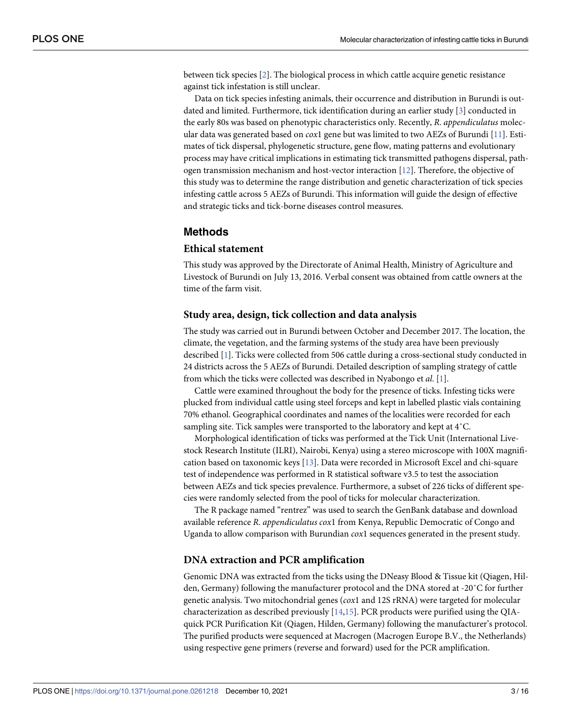between tick species [2]. The biological process in which cattle acquire genetic resistance against tick infestation is still unclear.

Data on tick species infesting animals, their occurrence and distribution in Burundi is outdated and limited. Furthermore, tick identification during an earlier study [3] conducted in the early 80s was based on phenotypic characteristics only. Recently, *R. appendiculatus* molecular data was generated based on *cox*1 gene but was limited to two AEZs of Burundi [11]. Estimates of tick dispersal, phylogenetic structure, gene flow, mating patterns and evolutionary process may have critical implications in estimating tick transmitted pathogens dispersal, pathogen transmission mechanism and host-vector interaction [12]. Therefore, the objective of this study was to determine the range distribution and genetic characterization of tick species infesting cattle across 5 AEZs of Burundi. This information will guide the design of effective and strategic ticks and tick-borne diseases control measures.

## Methods

### Ethical statement

This study was approved by the Directorate of Animal Health, Ministry of Agriculture and Livestock of Burundi on July 13, 2016. Verbal consent was obtained from cattle owners at the time of the farm visit.

### Study area, design, tick collection and data analysis

The study was carried out in Burundi between October and December 2017. The location, the climate, the vegetation, and the farming systems of the study area have been previously described [1]. Ticks were collected from 506 cattle during a cross-sectional study conducted in 24 districts across the 5 AEZs of Burundi. Detailed description of sampling strategy of cattle from which the ticks were collected was described in Nyabongo et *al*. [1].

Cattle were examined throughout the body for the presence of ticks. Infesting ticks were plucked from individual cattle using steel forceps and kept in labelled plastic vials containing 70% ethanol. Geographical coordinates and names of the localities were recorded for each sampling site. Tick samples were transported to the laboratory and kept at 4˚C.

Morphological identification of ticks was performed at the Tick Unit (International Livestock Research Institute (ILRI), Nairobi, Kenya) using a stereo microscope with 100X magnification based on taxonomic keys [13]. Data were recorded in Microsoft Excel and chi-square test of independence was performed in R statistical software v3.5 to test the association between AEZs and tick species prevalence. Furthermore, a subset of 226 ticks of different species were randomly selected from the pool of ticks for molecular characterization.

The R package named "rentrez" was used to search the GenBank database and download available reference *R. appendiculatus cox*1 from Kenya, Republic Democratic of Congo and Uganda to allow comparison with Burundian *cox*1 sequences generated in the present study.

### DNA extraction and PCR amplification

Genomic DNA was extracted from the ticks using the DNeasy Blood & Tissue kit (Qiagen, Hilden, Germany) following the manufacturer protocol and the DNA stored at -20˚C for further genetic analysis. Two mitochondrial genes (*cox*1 and 12S rRNA) were targeted for molecular characterization as described previously [14,15]. PCR products were purified using the QIAquick PCR Purification Kit (Qiagen, Hilden, Germany) following the manufacturer's protocol. The purified products were sequenced at Macrogen (Macrogen Europe B.V., the Netherlands) using respective gene primers (reverse and forward) used for the PCR amplification.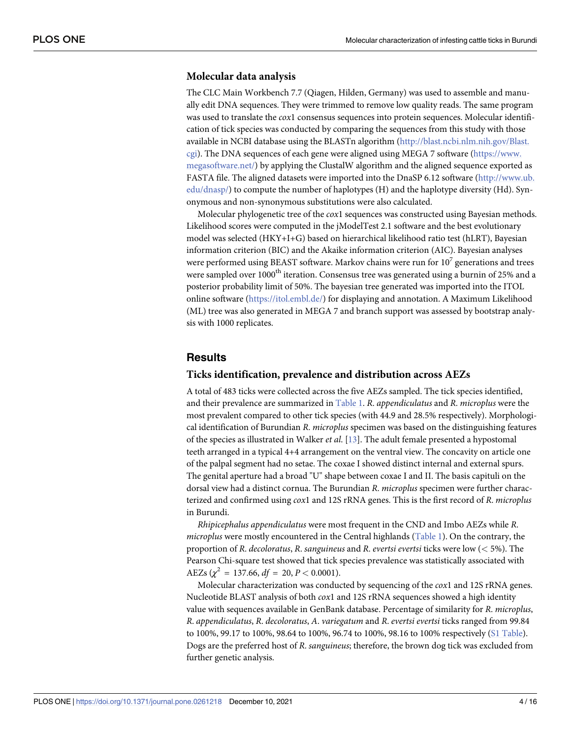### Molecular data analysis

The CLC Main Workbench 7.7 (Qiagen, Hilden, Germany) was used to assemble and manually edit DNA sequences. They were trimmed to remove low quality reads. The same program was used to translate the *cox*1 consensus sequences into protein sequences. Molecular identification of tick species was conducted by comparing the sequences from this study with those available in NCBI database using the BLASTn algorithm (http://blast.ncbi.nlm.nih.gov/Blast.cgi). The DNA sequences of each gene were aligned using MEGA 7 software (https://www.megasoftware.net/) by applying the ClustalW algorithm and the aligned sequence exported as FASTA file. The aligned datasets were imported into the DnaSP 6.12 software (http://www.ub.edu/dnasp/) to compute the number of haplotypes (H) and the haplotype diversity (Hd). Synonymous and non-synonymous substitutions were also calculated.

Molecular phylogenetic tree of the *cox*1 sequences was constructed using Bayesian methods. Likelihood scores were computed in the jModelTest 2.1 software and the best evolutionary model was selected (HKY+I+G) based on hierarchical likelihood ratio test (hLRT), Bayesian information criterion (BIC) and the Akaike information criterion (AIC). Bayesian analyses were performed using BEAST software. Markov chains were run for $10^7$ generations and trees were sampled over 1000$^{th}$ iteration. Consensus tree was generated using a burnin of 25% and a posterior probability limit of 50%. The bayesian tree generated was imported into the ITOL online software (https://itol.embl.de/) for displaying and annotation. A Maximum Likelihood (ML) tree was also generated in MEGA 7 and branch support was assessed by bootstrap analysis with 1000 replicates.

## Results

### Ticks identification, prevalence and distribution across AEZs

A total of 483 ticks were collected across the five AEZs sampled. The tick species identified, and their prevalence are summarized in Table 1. *R. appendiculatus* and *R. microplus* were the most prevalent compared to other tick species (with 44.9 and 28.5% respectively). Morphological identification of Burundian *R. microplus* specimen was based on the distinguishing features of the species as illustrated in Walker *et al.* [13]. The adult female presented a hypostomal teeth arranged in a typical 4+4 arrangement on the ventral view. The concavity on article one of the palpal segment had no setae. The coxae I showed distinct internal and external spurs. The genital aperture had a broad "U" shape between coxae I and II. The basis capituli on the dorsal view had a distinct cornua. The Burundian *R. microplus* specimen were further characterized and confirmed using *cox*1 and 12S rRNA genes. This is the first record of *R. microplus* in Burundi.

*Rhipicephalus appendiculatus* were most frequent in the CND and Imbo AEZs while *R. microplus* were mostly encountered in the Central highlands (Table 1). On the contrary, the proportion of *R. decoloratus*, *R. sanguineus* and *R. evertsi evertsi* ticks were low (< 5%). The Pearson Chi-square test showed that tick species prevalence was statistically associated with AEZs ($\chi^2 = 137.66$, $df = 20$, $P < 0.0001$).

Molecular characterization was conducted by sequencing of the *cox*1 and 12S rRNA genes. Nucleotide BLAST analysis of both *cox*1 and 12S rRNA sequences showed a high identity value with sequences available in GenBank database. Percentage of similarity for *R. microplus*, *R. appendiculatus*, *R. decoloratus*, *A. variegatum* and *R. evertsi evertsi* ticks ranged from 99.84 to 100%, 99.17 to 100%, 98.64 to 100%, 96.74 to 100%, 98.16 to 100% respectively (S1 Table). Dogs are the preferred host of *R. sanguineus*; therefore, the brown dog tick was excluded from further genetic analysis.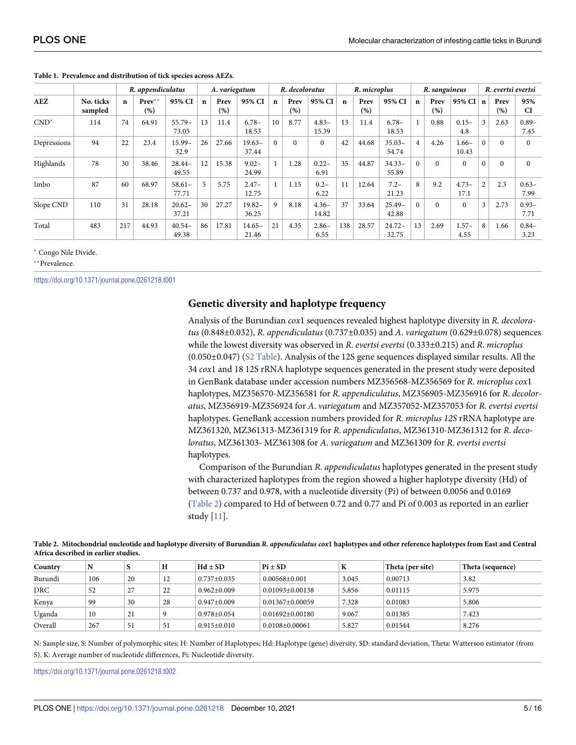**Table 1. Prevalence and distribution of tick species across AEZs.**

| AEZ | No. ticks sampled | *R. appendiculatus* | | | *A. variegatum* | | | *R. decoloratus* | | | *R. microplus* | | | *R. sanguineus* | | | *R. evertsi evertsi* | | |
|---|---|---|---|---|---|---|---|---|---|---|---|---|---|---|---|---|---|---|---|
| | | n | Prev** (%) | 95% CI | n | Prev (%) | 95% CI | n | Prev (%) | 95% CI | n | Prev (%) | 95% CI | n | Prev (%) | 95% CI | n | Prev (%) | 95% CI |
| CND* | 114 | 74 | 64.91 | 55.79–73.05 | 13 | 11.4 | 6.78–18.53 | 10 | 8.77 | 4.83–15.39 | 13 | 11.4 | 6.78–18.53 | 1 | 0.88 | 0.15–4.8 | 3 | 2.63 | 0.89–7.45 |
| Depressions | 94 | 22 | 23.4 | 15.99–32.9 | 26 | 27.66 | 19.63–37.44 | 0 | 0 | 0 | 42 | 44.68 | 35.03–54.74 | 4 | 4.26 | 1.66–10.43 | 0 | 0 | 0 |
| Highlands | 78 | 30 | 38.46 | 28.44–49.55 | 12 | 15.38 | 9.02–24.99 | 1 | 1.28 | 0.22–6.91 | 35 | 44.87 | 34.33–55.89 | 0 | 0 | 0 | 0 | 0 | 0 |
| Imbo | 87 | 60 | 68.97 | 58.61–77.71 | 5 | 5.75 | 2.47–12.75 | 1 | 1.15 | 0.2–6.22 | 11 | 12.64 | 7.2–21.23 | 8 | 9.2 | 4.73–17.1 | 2 | 2.3 | 0.63–7.99 |
| Slope CND | 110 | 31 | 28.18 | 20.62–37.21 | 30 | 27.27 | 19.82–36.25 | 9 | 8.18 | 4.36–14.82 | 37 | 33.64 | 25.49–42.88 | 0 | 0 | 0 | 3 | 2.73 | 0.93–7.71 |
| Total | 483 | 217 | 44.93 | 40.54–49.38 | 86 | 17.81 | 14.65–21.46 | 21 | 4.35 | 2.86–6.55 | 138 | 28.57 | 24.72–32.75 | 13 | 2.69 | 1.57–4.55 | 8 | 1.66 | 0.84–3.23 |

* Congo Nile Divide.

** Prevalence.

https://doi.org/10.1371/journal.pone.0261218.t001

## Genetic diversity and haplotype frequency

Analysis of the Burundian *cox*1 sequences revealed highest haplotype diversity in *R. decoloratus* (0.848±0.032), *R. appendiculatus* (0.737±0.035) and *A. variegatum* (0.629±0.078) sequences while the lowest diversity was observed in *R. evertsi evertsi* (0.333±0.215) and *R. microplus* (0.050±0.047) (S2 Table). Analysis of the 12S gene sequences displayed similar results. All the 34 *cox*1 and 18 12S rRNA haplotype sequences generated in the present study were deposited in GenBank database under accession numbers MZ356568-MZ356569 for *R. microplus cox*1 haplotypes, MZ356570-MZ356581 for *R. appendiculatus*, MZ356905-MZ356916 for *R. decoloratus*, MZ356919-MZ356924 for *A. variegatum* and MZ357052-MZ357053 for *R. evertsi evertsi* haplotypes. GeneBank accession numbers provided for *R. microplus 12S* rRNA haplotype are MZ361320, MZ361313-MZ361319 for *R. appendiculatus*, MZ361310-MZ361312 for *R. decoloratus*, MZ361303- MZ361308 for *A. variegatum* and MZ361309 for *R. evertsi evertsi* haplotypes.

Comparison of the Burundian *R. appendiculatus* haplotypes generated in the present study with characterized haplotypes from the region showed a higher haplotype diversity (Hd) of between 0.737 and 0.978, with a nucleotide diversity (Pi) of between 0.0056 and 0.0169 (Table 2) compared to Hd of between 0.72 and 0.77 and Pi of 0.003 as reported in an earlier study [11].

**Table 2. Mitochondrial nucleotide and haplotype diversity of Burundian *R. appendiculatus cox*1 haplotypes and other reference haplotypes from East and Central Africa described in earlier studies.**

| Country | N | S | H | Hd ± SD | Pi ± SD | K | Theta (per site) | Theta (sequence) |
|---|---|---|---|---|---|---|---|---|
| Burundi | 106 | 20 | 12 | 0.737±0.035 | 0.00568±0.001 | 3.045 | 0.00713 | 3.82 |
| DRC | 52 | 27 | 22 | 0.962±0.009 | 0.01093±0.00138 | 5.856 | 0.01115 | 5.975 |
| Kenya | 99 | 30 | 28 | 0.947±0.009 | 0.01367±0.00059 | 7.328 | 0.01083 | 5.806 |
| Uganda | 10 | 21 | 9 | 0.978±0.054 | 0.01692±0.00180 | 9.067 | 0.01385 | 7.423 |
| Overall | 267 | 51 | 51 | 0.915±0.010 | 0.0108±0.00061 | 5.827 | 0.01544 | 8.276 |

N: Sample size, S: Number of polymorphic sites; H: Number of Haplotypes; Hd: Haplotype (gene) diversity, SD: standard deviation, Theta: Watterson estimator (from S). K: Average number of nucleotide differences, Pi: Nucleotide diversity.

https://doi.org/10.1371/journal.pone.0261218.t002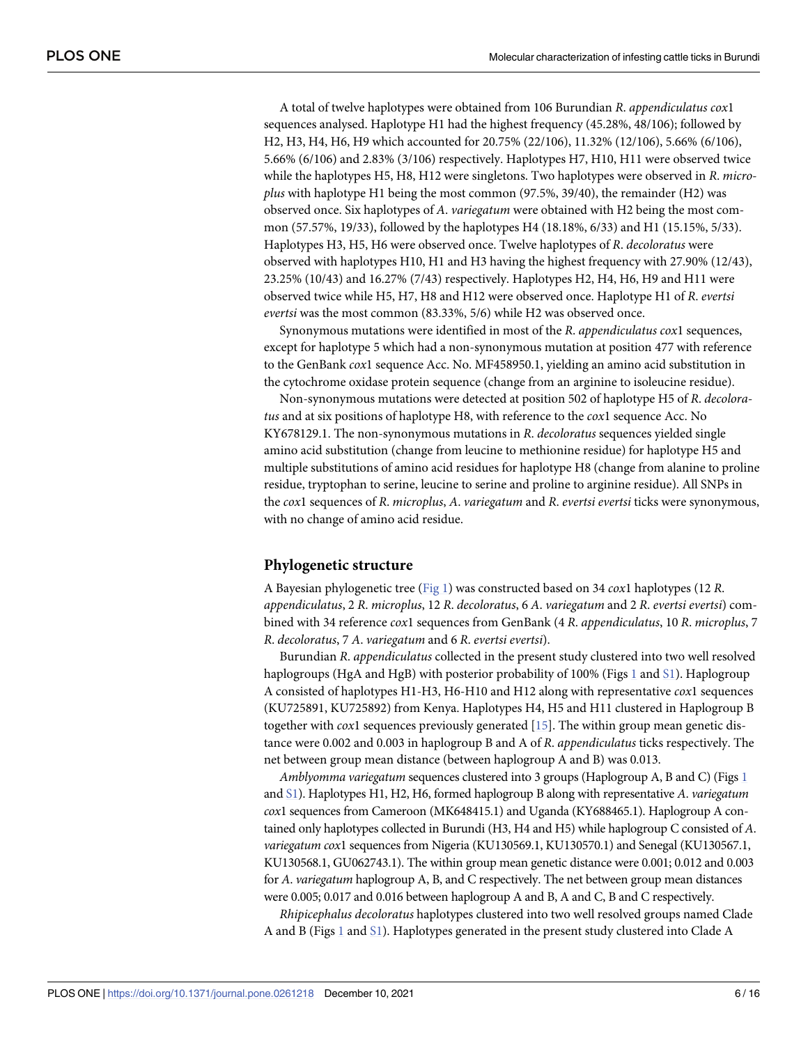A total of twelve haplotypes were obtained from 106 Burundian *R*. *appendiculatus cox*1 sequences analysed. Haplotype H1 had the highest frequency (45.28%, 48/106); followed by H2, H3, H4, H6, H9 which accounted for 20.75% (22/106), 11.32% (12/106), 5.66% (6/106), 5.66% (6/106) and 2.83% (3/106) respectively. Haplotypes H7, H10, H11 were observed twice while the haplotypes H5, H8, H12 were singletons. Two haplotypes were observed in *R*. *microplus* with haplotype H1 being the most common (97.5%, 39/40), the remainder (H2) was observed once. Six haplotypes of *A*. *variegatum* were obtained with H2 being the most common (57.57%, 19/33), followed by the haplotypes H4 (18.18%, 6/33) and H1 (15.15%, 5/33). Haplotypes H3, H5, H6 were observed once. Twelve haplotypes of *R*. *decoloratus* were observed with haplotypes H10, H1 and H3 having the highest frequency with 27.90% (12/43), 23.25% (10/43) and 16.27% (7/43) respectively. Haplotypes H2, H4, H6, H9 and H11 were observed twice while H5, H7, H8 and H12 were observed once. Haplotype H1 of *R*. *evertsi evertsi* was the most common (83.33%, 5/6) while H2 was observed once.

Synonymous mutations were identified in most of the *R*. *appendiculatus cox*1 sequences, except for haplotype 5 which had a non-synonymous mutation at position 477 with reference to the GenBank *cox*1 sequence Acc. No. MF458950.1, yielding an amino acid substitution in the cytochrome oxidase protein sequence (change from an arginine to isoleucine residue).

Non-synonymous mutations were detected at position 502 of haplotype H5 of *R*. *decoloratus* and at six positions of haplotype H8, with reference to the *cox*1 sequence Acc. No KY678129.1. The non-synonymous mutations in *R*. *decoloratus* sequences yielded single amino acid substitution (change from leucine to methionine residue) for haplotype H5 and multiple substitutions of amino acid residues for haplotype H8 (change from alanine to proline residue, tryptophan to serine, leucine to serine and proline to arginine residue). All SNPs in the *cox*1 sequences of *R*. *microplus*, *A*. *variegatum* and *R*. *evertsi evertsi* ticks were synonymous, with no change of amino acid residue.

## Phylogenetic structure

A Bayesian phylogenetic tree (Fig 1) was constructed based on 34 *cox*1 haplotypes (12 *R*. *appendiculatus*, 2 *R*. *microplus*, 12 *R*. *decoloratus*, 6 *A*. *variegatum* and 2 *R*. *evertsi evertsi*) combined with 34 reference *cox*1 sequences from GenBank (4 *R*. *appendiculatus*, 10 *R*. *microplus*, 7 *R*. *decoloratus*, 7 *A*. *variegatum* and 6 *R*. *evertsi evertsi*).

Burundian *R*. *appendiculatus* collected in the present study clustered into two well resolved haplogroups (HgA and HgB) with posterior probability of 100% (Figs 1 and S1). Haplogroup A consisted of haplotypes H1-H3, H6-H10 and H12 along with representative *cox*1 sequences (KU725891, KU725892) from Kenya. Haplotypes H4, H5 and H11 clustered in Haplogroup B together with *cox*1 sequences previously generated [15]. The within group mean genetic distance were 0.002 and 0.003 in haplogroup B and A of *R*. *appendiculatus* ticks respectively. The net between group mean distance (between haplogroup A and B) was 0.013.

*Amblyomma variegatum* sequences clustered into 3 groups (Haplogroup A, B and C) (Figs 1 and S1). Haplotypes H1, H2, H6, formed haplogroup B along with representative *A*. *variegatum cox*1 sequences from Cameroon (MK648415.1) and Uganda (KY688465.1). Haplogroup A contained only haplotypes collected in Burundi (H3, H4 and H5) while haplogroup C consisted of *A*. *variegatum cox*1 sequences from Nigeria (KU130569.1, KU130570.1) and Senegal (KU130567.1, KU130568.1, GU062743.1). The within group mean genetic distance were 0.001; 0.012 and 0.003 for *A*. *variegatum* haplogroup A, B, and C respectively. The net between group mean distances were 0.005; 0.017 and 0.016 between haplogroup A and B, A and C, B and C respectively.

*Rhipicephalus decoloratus* haplotypes clustered into two well resolved groups named Clade A and B (Figs 1 and S1). Haplotypes generated in the present study clustered into Clade A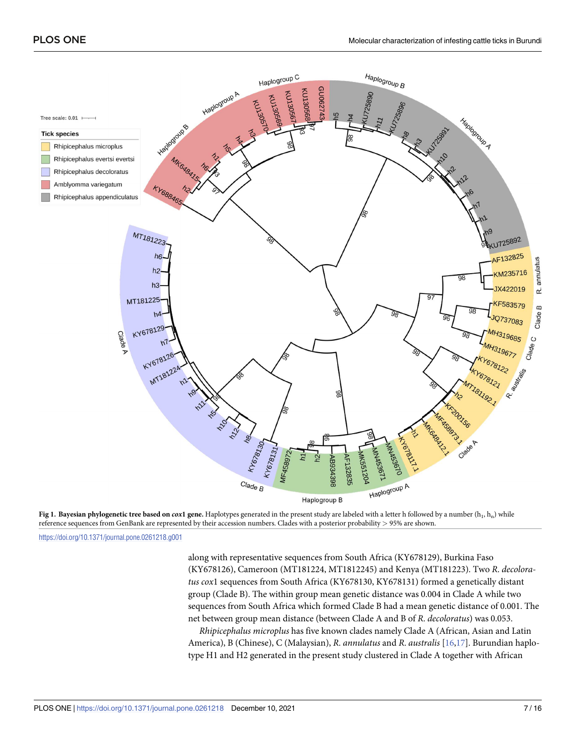**Fig 1. Bayesian phylogenetic tree based on *cox*1 gene.** Haplotypes generated in the present study are labeled with a letter h followed by a number ($h_1$, $h_n$) while reference sequences from GenBank are represented by their accession numbers. Clades with a posterior probability > 95% are shown.

https://doi.org/10.1371/journal.pone.0261218.g001

along with representative sequences from South Africa (KY678129), Burkina Faso (KY678126), Cameroon (MT181224, MT1812245) and Kenya (MT181223). Two *R. decoloratus cox*1 sequences from South Africa (KY678130, KY678131) formed a genetically distant group (Clade B). The within group mean genetic distance was 0.004 in Clade A while two sequences from South Africa which formed Clade B had a mean genetic distance of 0.001. The net between group mean distance (between Clade A and B of *R. decoloratus*) was 0.053.

*Rhipicephalus microplus* has five known clades namely Clade A (African, Asian and Latin America), B (Chinese), C (Malaysian), *R. annulatus* and *R. australis* [16,17]. Burundian haplotype H1 and H2 generated in the present study clustered in Clade A together with African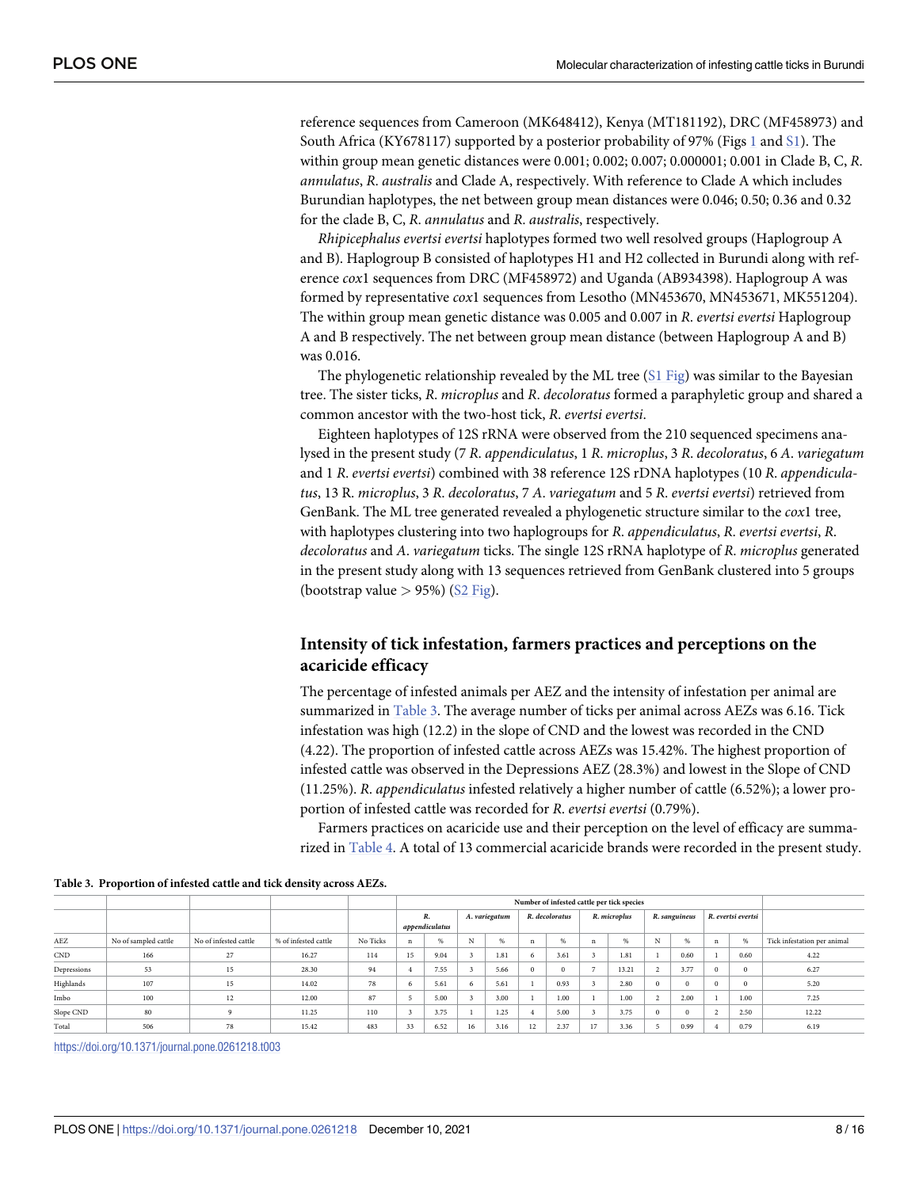reference sequences from Cameroon (MK648412), Kenya (MT181192), DRC (MF458973) and South Africa (KY678117) supported by a posterior probability of 97% (Figs 1 and S1). The within group mean genetic distances were 0.001; 0.002; 0.007; 0.000001; 0.001 in Clade B, C, *R. annulatus*, *R. australis* and Clade A, respectively. With reference to Clade A which includes Burundian haplotypes, the net between group mean distances were 0.046; 0.50; 0.36 and 0.32 for the clade B, C, *R. annulatus* and *R. australis*, respectively.

*Rhipicephalus evertsi evertsi* haplotypes formed two well resolved groups (Haplogroup A and B). Haplogroup B consisted of haplotypes H1 and H2 collected in Burundi along with reference *cox*1 sequences from DRC (MF458972) and Uganda (AB934398). Haplogroup A was formed by representative *cox*1 sequences from Lesotho (MN453670, MN453671, MK551204). The within group mean genetic distance was 0.005 and 0.007 in *R. evertsi evertsi* Haplogroup A and B respectively. The net between group mean distance (between Haplogroup A and B) was 0.016.

The phylogenetic relationship revealed by the ML tree (S1 Fig) was similar to the Bayesian tree. The sister ticks, *R. microplus* and *R. decoloratus* formed a paraphyletic group and shared a common ancestor with the two-host tick, *R. evertsi evertsi*.

Eighteen haplotypes of 12S rRNA were observed from the 210 sequenced specimens analysed in the present study (7 *R. appendiculatus*, 1 *R. microplus*, 3 *R. decoloratus*, 6 *A. variegatum* and 1 *R. evertsi evertsi*) combined with 38 reference 12S rDNA haplotypes (10 *R. appendiculatus*, 13 R. *microplus*, 3 *R. decoloratus*, 7 *A. variegatum* and 5 *R. evertsi evertsi*) retrieved from GenBank. The ML tree generated revealed a phylogenetic structure similar to the *cox*1 tree, with haplotypes clustering into two haplogroups for *R. appendiculatus*, *R. evertsi evertsi*, *R. decoloratus* and *A. variegatum* ticks. The single 12S rRNA haplotype of *R. microplus* generated in the present study along with 13 sequences retrieved from GenBank clustered into 5 groups (bootstrap value > 95%) (S2 Fig).

## Intensity of tick infestation, farmers practices and perceptions on the acaricide efficacy

The percentage of infested animals per AEZ and the intensity of infestation per animal are summarized in Table 3. The average number of ticks per animal across AEZs was 6.16. Tick infestation was high (12.2) in the slope of CND and the lowest was recorded in the CND (4.22). The proportion of infested cattle across AEZs was 15.42%. The highest proportion of infested cattle was observed in the Depressions AEZ (28.3%) and lowest in the Slope of CND (11.25%). *R. appendiculatus* infested relatively a higher number of cattle (6.52%); a lower proportion of infested cattle was recorded for *R. evertsi evertsi* (0.79%).

Farmers practices on acaricide use and their perception on the level of efficacy are summarized in Table 4. A total of 13 commercial acaricide brands were recorded in the present study.

**Table 3. Proportion of infested cattle and tick density across AEZs.**

| | | | | | Number of infested cattle per tick species | | | | | | | | | | | | | |
|---|---|---|---|---|---|---|---|---|---|---|---|---|---|---|---|---|---|
| | | | | | *R. appendiculatus* | | *A. variegatum* | | *R. decoloratus* | | *R. microplus* | | *R. sanguineus* | | *R. evertsi evertsi* | | |
| AEZ | No of sampled cattle | No of infested cattle | % of infested cattle | No Ticks | n | % | N | % | n | % | n | % | N | % | n | % | Tick infestation per animal |
| CND | 166 | 27 | 16.27 | 114 | 15 | 9.04 | 3 | 1.81 | 6 | 3.61 | 3 | 1.81 | 1 | 0.60 | 1 | 0.60 | 4.22 |
| Depressions | 53 | 15 | 28.30 | 94 | 4 | 7.55 | 3 | 5.66 | 0 | 0 | 7 | 13.21 | 2 | 3.77 | 0 | 0 | 6.27 |
| Highlands | 107 | 15 | 14.02 | 78 | 6 | 5.61 | 6 | 5.61 | 1 | 0.93 | 3 | 2.80 | 0 | 0 | 0 | 0 | 5.20 |
| Imbo | 100 | 12 | 12.00 | 87 | 5 | 5.00 | 3 | 3.00 | 1 | 1.00 | 1 | 1.00 | 2 | 2.00 | 1 | 1.00 | 7.25 |
| Slope CND | 80 | 9 | 11.25 | 110 | 3 | 3.75 | 1 | 1.25 | 4 | 5.00 | 3 | 3.75 | 0 | 0 | 2 | 2.50 | 12.22 |
| Total | 506 | 78 | 15.42 | 483 | 33 | 6.52 | 16 | 3.16 | 12 | 2.37 | 17 | 3.36 | 5 | 0.99 | 4 | 0.79 | 6.19 |

https://doi.org/10.1371/journal.pone.0261218.t003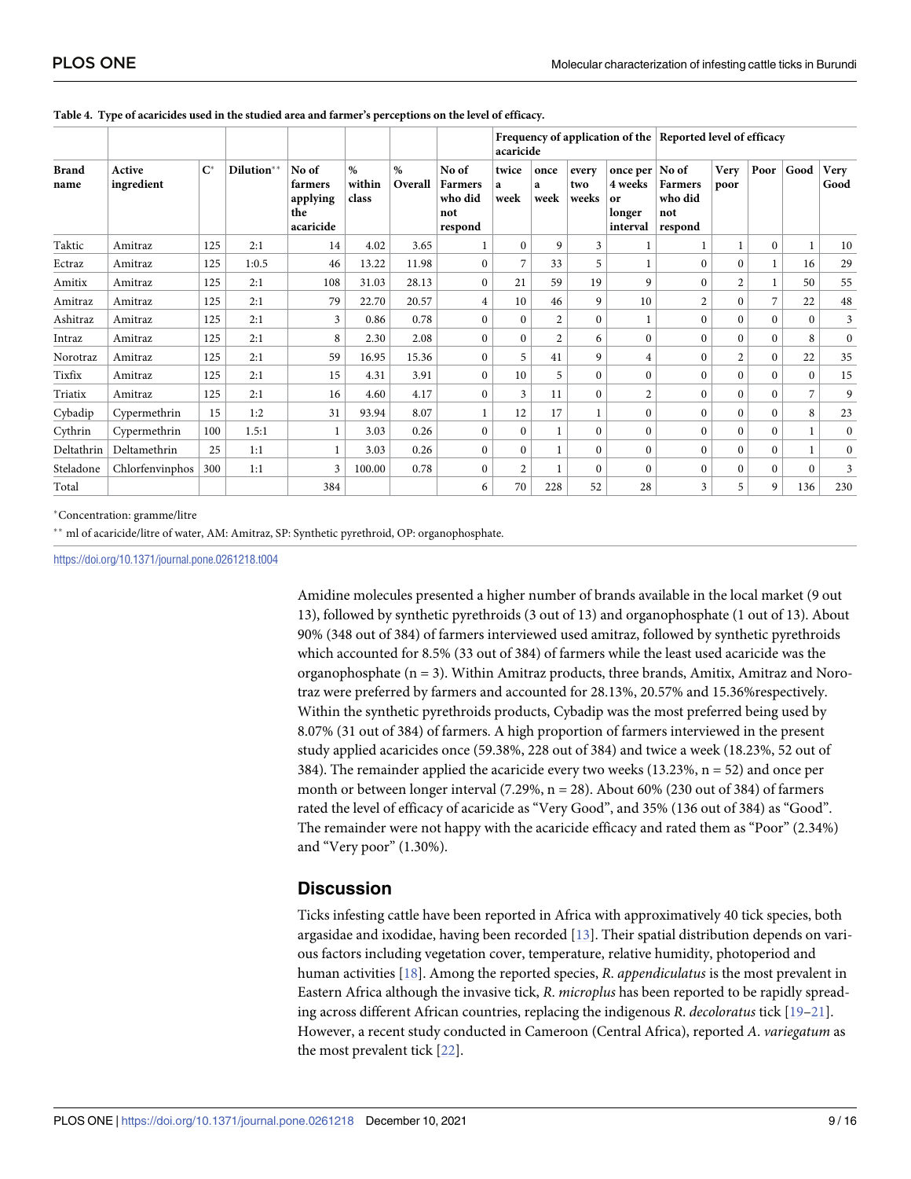**Table 4. Type of acaricides used in the studied area and farmer's perception on the level of efficacy.**

| Brand name | Active ingredient | C* | Dilution** | No of farmers applying the acaricide | % within class | % Overall | Frequency of application of the acaricide | | | | | Reported level of efficacy | | | | |
|---|---|---|---|---|---|---|---|---|---|---|---|---|---|---|---|---|
| | | | | | | | No of Farmers who did not respond | twice a week | once a week | every two weeks | once per 4 weeks or longer interval | No of Farmers who did not respond | Very poor | Poor | Good | Very Good |
| Taktic | Amitraz | 125 | 2:1 | 14 | 4.02 | 3.65 | 1 | 0 | 9 | 3 | 1 | 1 | 1 | 0 | 1 | 10 |
| Ectraz | Amitraz | 125 | 1:0.5 | 46 | 13.22 | 11.98 | 0 | 7 | 33 | 5 | 1 | 0 | 0 | 1 | 16 | 29 |
| Amitix | Amitraz | 125 | 2:1 | 108 | 31.03 | 28.13 | 0 | 21 | 59 | 19 | 9 | 0 | 2 | 1 | 50 | 55 |
| Amitraz | Amitraz | 125 | 2:1 | 79 | 22.70 | 20.57 | 4 | 10 | 46 | 9 | 10 | 2 | 0 | 7 | 22 | 48 |
| Ashitraz | Amitraz | 125 | 2:1 | 3 | 0.86 | 0.78 | 0 | 0 | 2 | 0 | 1 | 0 | 0 | 0 | 0 | 3 |
| Intraz | Amitraz | 125 | 2:1 | 8 | 2.30 | 2.08 | 0 | 0 | 2 | 6 | 0 | 0 | 0 | 0 | 8 | 0 |
| Norotraz | Amitraz | 125 | 2:1 | 59 | 16.95 | 15.36 | 0 | 5 | 41 | 9 | 4 | 0 | 2 | 0 | 22 | 35 |
| Tixfix | Amitraz | 125 | 2:1 | 15 | 4.31 | 3.91 | 0 | 10 | 5 | 0 | 0 | 0 | 0 | 0 | 0 | 15 |
| Triatix | Amitraz | 125 | 2:1 | 16 | 4.60 | 4.17 | 0 | 3 | 11 | 0 | 2 | 0 | 0 | 0 | 7 | 9 |
| Cybadip | Cypermethrin | 15 | 1:2 | 31 | 93.94 | 8.07 | 1 | 12 | 17 | 1 | 0 | 0 | 0 | 0 | 8 | 23 |
| Cythrin | Cypermethrin | 100 | 1.5:1 | 1 | 3.03 | 0.26 | 0 | 0 | 1 | 0 | 0 | 0 | 0 | 0 | 1 | 0 |
| Deltathrin | Deltamethrin | 25 | 1:1 | 1 | 3.03 | 0.26 | 0 | 0 | 1 | 0 | 0 | 0 | 0 | 0 | 1 | 0 |
| Steladone | Chlorfenvinphos | 300 | 1:1 | 3 | 100.00 | 0.78 | 0 | 2 | 1 | 0 | 0 | 0 | 0 | 0 | 0 | 3 |
| Total | | | | 384 | | | 6 | 70 | 228 | 52 | 28 | 3 | 5 | 9 | 136 | 230 |

*Concentration: gramme/litre

** ml of acaricide/litre of water, AM: Amitraz, SP: Synthetic pyrethroid, OP: organophosphate.

https://doi.org/10.1371/journal.pone.0261218.t004

Amidine molecules presented a higher number of brands available in the local market (9 out 13), followed by synthetic pyrethroids (3 out of 13) and organophosphate (1 out of 13). About 90% (348 out of 384) of farmers interviewed used amitraz, followed by synthetic pyrethroids which accounted for 8.5% (33 out of 384) of farmers while the least used acaricide was the organophosphate (n = 3). Within Amitraz products, three brands, Amitix, Amitraz and Norotraz were preferred by farmers and accounted for 28.13%, 20.57% and 15.36%respectively. Within the synthetic pyrethroids products, Cybadip was the most preferred being used by 8.07% (31 out of 384) of farmers. A high proportion of farmers interviewed in the present study applied acaricides once (59.38%, 228 out of 384) and twice a week (18.23%, 52 out of 384). The remainder applied the acaricide every two weeks (13.23%, n = 52) and once per month or between longer interval (7.29%, n = 28). About 60% (230 out of 384) of farmers rated the level of efficacy of acaricide as "Very Good", and 35% (136 out of 384) as "Good". The remainder were not happy with the acaricide efficacy and rated them as "Poor" (2.34%) and "Very poor" (1.30%).

## Discussion

Ticks infesting cattle have been reported in Africa with approximatively 40 tick species, both argasidae and ixodidae, having been recorded [13]. Their spatial distribution depends on various factors including vegetation cover, temperature, relative humidity, photoperiod and human activities [18]. Among the reported species, *R. appendiculatus* is the most prevalent in Eastern Africa although the invasive tick, *R. microplus* has been reported to be rapidly spreading across different African countries, replacing the indigenous *R. decoloratus* tick [19–21]. However, a recent study conducted in Cameroon (Central Africa), reported *A. variegatum* as the most prevalent tick [22].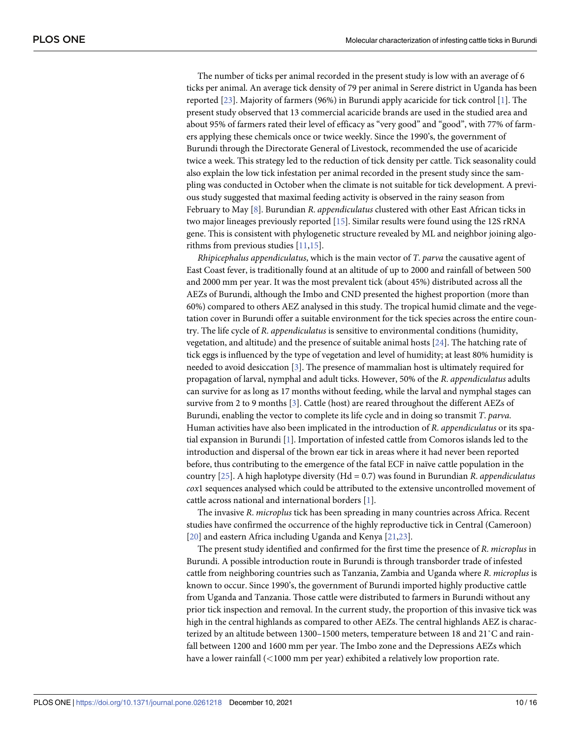The number of ticks per animal recorded in the present study is low with an average of 6 ticks per animal. An average tick density of 79 per animal in Serere district in Uganda has been reported [23]. Majority of farmers (96%) in Burundi apply acaricide for tick control [1]. The present study observed that 13 commercial acaricide brands are used in the studied area and about 95% of farmers rated their level of efficacy as "very good" and "good", with 77% of farmers applying these chemicals once or twice weekly. Since the 1990's, the government of Burundi through the Directorate General of Livestock, recommended the use of acaricide twice a week. This strategy led to the reduction of tick density per cattle. Tick seasonality could also explain the low tick infestation per animal recorded in the present study since the sampling was conducted in October when the climate is not suitable for tick development. A previous study suggested that maximal feeding activity is observed in the rainy season from February to May [8]. Burundian *R*. *appendiculatus* clustered with other East African ticks in two major lineages previously reported [15]. Similar results were found using the 12S rRNA gene. This is consistent with phylogenetic structure revealed by ML and neighbor joining algorithms from previous studies [11,15].

*Rhipicephalus appendiculatus*, which is the main vector of *T*. *parva* the causative agent of East Coast fever, is traditionally found at an altitude of up to 2000 and rainfall of between 500 and 2000 mm per year. It was the most prevalent tick (about 45%) distributed across all the AEZs of Burundi, although the Imbo and CND presented the highest proportion (more than 60%) compared to others AEZ analysed in this study. The tropical humid climate and the vegetation cover in Burundi offer a suitable environment for the tick species across the entire country. The life cycle of *R*. *appendiculatus* is sensitive to environmental conditions (humidity, vegetation, and altitude) and the presence of suitable animal hosts [24]. The hatching rate of tick eggs is influenced by the type of vegetation and level of humidity; at least 80% humidity is needed to avoid desiccation [3]. The presence of mammalian host is ultimately required for propagation of larval, nymphal and adult ticks. However, 50% of the *R*. *appendiculatus* adults can survive for as long as 17 months without feeding, while the larval and nymphal stages can survive from 2 to 9 months [3]. Cattle (host) are reared throughout the different AEZs of Burundi, enabling the vector to complete its life cycle and in doing so transmit *T*. *parva*. Human activities have also been implicated in the introduction of *R*. *appendiculatus* or its spatial expansion in Burundi [1]. Importation of infested cattle from Comoros islands led to the introduction and dispersal of the brown ear tick in areas where it had never been reported before, thus contributing to the emergence of the fatal ECF in naïve cattle population in the country [25]. A high haplotype diversity (Hd = 0.7) was found in Burundian *R*. *appendiculatus* *cox*1 sequences analysed which could be attributed to the extensive uncontrolled movement of cattle across national and international borders [1].

The invasive *R*. *microplus* tick has been spreading in many countries across Africa. Recent studies have confirmed the occurrence of the highly reproductive tick in Central (Cameroon) [20] and eastern Africa including Uganda and Kenya [21,23].

The present study identified and confirmed for the first time the presence of *R*. *microplus* in Burundi. A possible introduction route in Burundi is through transborder trade of infested cattle from neighboring countries such as Tanzania, Zambia and Uganda where *R*. *microplus* is known to occur. Since 1990's, the government of Burundi imported highly productive cattle from Uganda and Tanzania. Those cattle were distributed to farmers in Burundi without any prior tick inspection and removal. In the current study, the proportion of this invasive tick was high in the central highlands as compared to other AEZs. The central highlands AEZ is characterized by an altitude between 1300–1500 meters, temperature between 18 and 21˚C and rainfall between 1200 and 1600 mm per year. The Imbo zone and the Depressions AEZs which have a lower rainfall (<1000 mm per year) exhibited a relatively low proportion rate.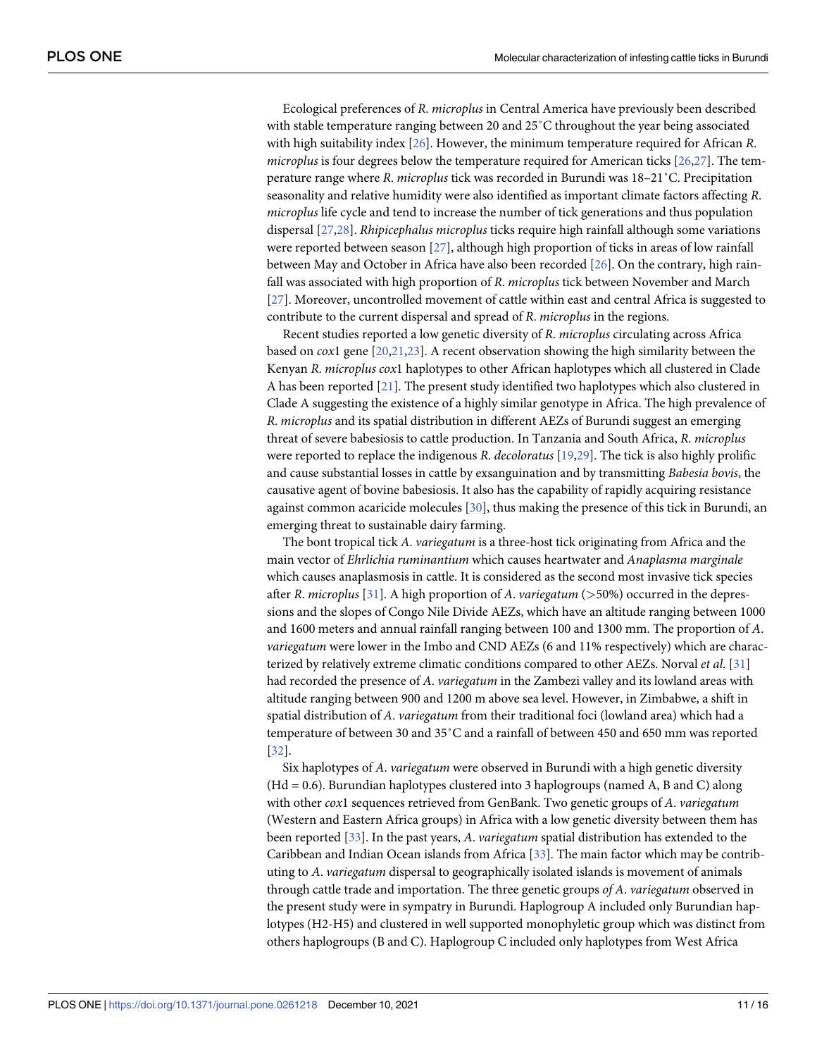Ecological preferences of *R*. *microplus* in Central America have previously been described with stable temperature ranging between 20 and 25˚C throughout the year being associated with high suitability index [26]. However, the minimum temperature required for African *R*. *microplus* is four degrees below the temperature required for American ticks [26,27]. The temperature range where *R*. *microplus* tick was recorded in Burundi was 18–21˚C. Precipitation seasonality and relative humidity were also identified as important climate factors affecting *R*. *microplus* life cycle and tend to increase the number of tick generations and thus population dispersal [27,28]. *Rhipicephalus microplus* ticks require high rainfall although some variations were reported between season [27], although high proportion of ticks in areas of low rainfall between May and October in Africa have also been recorded [26]. On the contrary, high rainfall was associated with high proportion of *R*. *microplus* tick between November and March [27]. Moreover, uncontrolled movement of cattle within east and central Africa is suggested to contribute to the current dispersal and spread of *R*. *microplus* in the regions.

Recent studies reported a low genetic diversity of *R*. *microplus* circulating across Africa based on *cox*1 gene [20,21,23]. A recent observation showing the high similarity between the Kenyan *R*. *microplus cox*1 haplotypes to other African haplotypes which all clustered in Clade A has been reported [21]. The present study identified two haplotypes which also clustered in Clade A suggesting the existence of a highly similar genotype in Africa. The high prevalence of *R*. *microplus* and its spatial distribution in different AEZs of Burundi suggest an emerging threat of severe babesiosis to cattle production. In Tanzania and South Africa, *R*. *microplus* were reported to replace the indigenous *R*. *decoloratus* [19,29]. The tick is also highly prolific and cause substantial losses in cattle by exsanguination and by transmitting *Babesia bovis*, the causative agent of bovine babesiosis. It also has the capability of rapidly acquiring resistance against common acaricide molecules [30], thus making the presence of this tick in Burundi, an emerging threat to sustainable dairy farming.

The bont tropical tick *A*. *variegatum* is a three-host tick originating from Africa and the main vector of *Ehrlichia ruminantium* which causes heartwater and *Anaplasma marginale* which causes anaplasmosis in cattle. It is considered as the second most invasive tick species after *R*. *microplus* [31]. A high proportion of *A*. *variegatum* (>50%) occurred in the depressions and the slopes of Congo Nile Divide AEZs, which have an altitude ranging between 1000 and 1600 meters and annual rainfall ranging between 100 and 1300 mm. The proportion of *A*. *variegatum* were lower in the Imbo and CND AEZs (6 and 11% respectively) which are characterized by relatively extreme climatic conditions compared to other AEZs. Norval *et al*. [31] had recorded the presence of *A*. *variegatum* in the Zambezi valley and its lowland areas with altitude ranging between 900 and 1200 m above sea level. However, in Zimbabwe, a shift in spatial distribution of *A*. *variegatum* from their traditional foci (lowland area) which had a temperature of between 30 and 35˚C and a rainfall of between 450 and 650 mm was reported [32].

Six haplotypes of *A*. *variegatum* were observed in Burundi with a high genetic diversity (Hd = 0.6). Burundian haplotypes clustered into 3 haplogroups (named A, B and C) along with other *cox*1 sequences retrieved from GenBank. Two genetic groups of *A*. *variegatum* (Western and Eastern Africa groups) in Africa with a low genetic diversity between them has been reported [33]. In the past years, *A*. *variegatum* spatial distribution has extended to the Caribbean and Indian Ocean islands from Africa [33]. The main factor which may be contributing to *A*. *variegatum* dispersal to geographically isolated islands is movement of animals through cattle trade and importation. The three genetic groups *of A*. *variegatum* observed in the present study were in sympatry in Burundi. Haplogroup A included only Burundian haplotypes (H2-H5) and clustered in well supported monophyletic group which was distinct from others haplogroups (B and C). Haplogroup C included only haplotypes from West Africa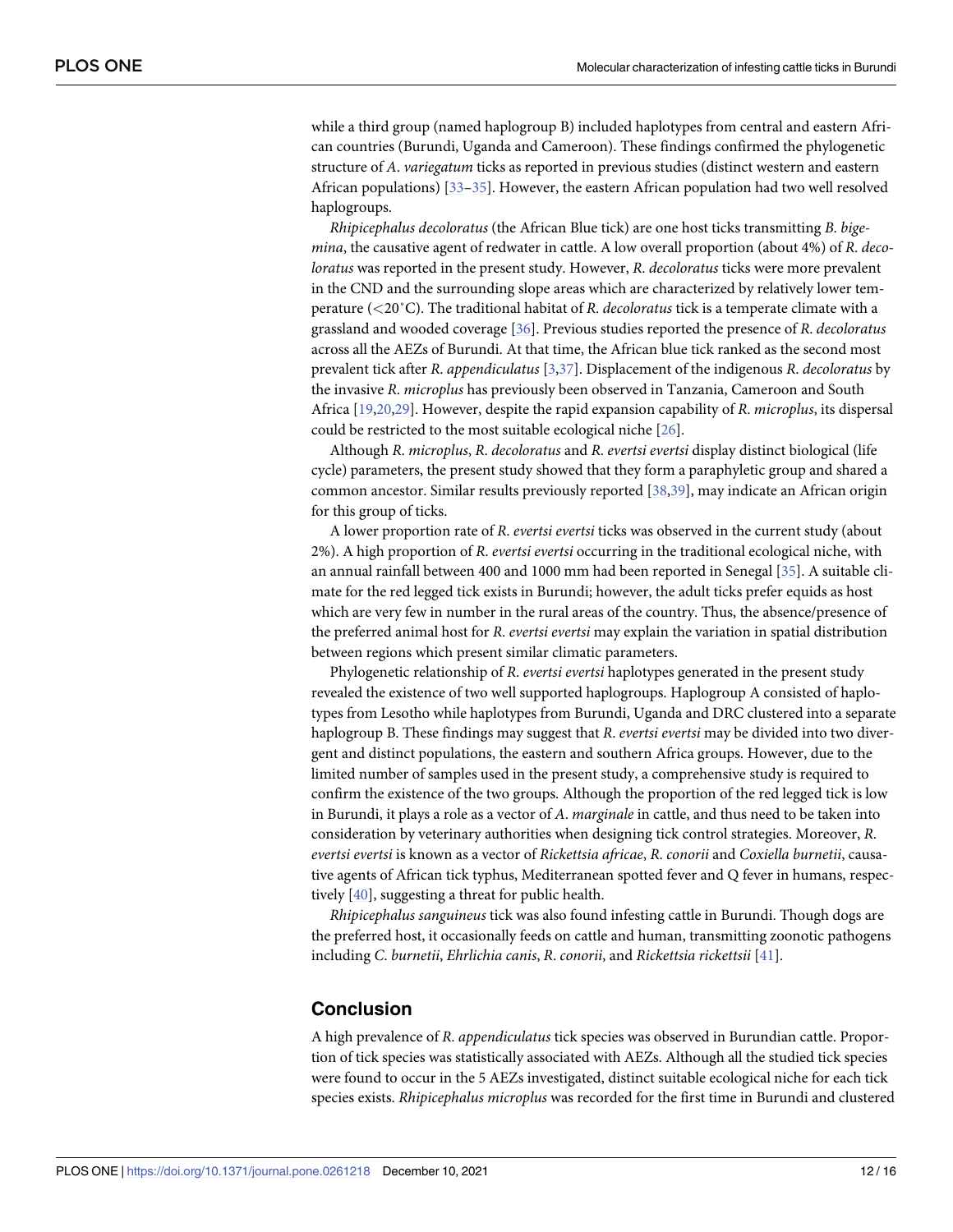while a third group (named haplogroup B) included haplotypes from central and eastern African countries (Burundi, Uganda and Cameroon). These findings confirmed the phylogenetic structure of *A*. *variegatum* ticks as reported in previous studies (distinct western and eastern African populations) [33–35]. However, the eastern African population had two well resolved haplogroups.

*Rhipicephalus decoloratus* (the African Blue tick) are one host ticks transmitting *B*. *bigemina*, the causative agent of redwater in cattle. A low overall proportion (about 4%) of *R*. *decoloratus* was reported in the present study. However, *R*. *decoloratus* ticks were more prevalent in the CND and the surrounding slope areas which are characterized by relatively lower temperature (<20˚C). The traditional habitat of *R*. *decoloratus* tick is a temperate climate with a grassland and wooded coverage [36]. Previous studies reported the presence of *R*. *decoloratus* across all the AEZs of Burundi. At that time, the African blue tick ranked as the second most prevalent tick after *R*. *appendiculatus* [3,37]. Displacement of the indigenous *R*. *decoloratus* by the invasive *R*. *microplus* has previously been observed in Tanzania, Cameroon and South Africa [19,20,29]. However, despite the rapid expansion capability of *R*. *microplus*, its dispersal could be restricted to the most suitable ecological niche [26].

Although *R*. *microplus*, *R*. *decoloratus* and *R*. *evertsi evertsi* display distinct biological (life cycle) parameters, the present study showed that they form a paraphyletic group and shared a common ancestor. Similar results previously reported [38,39], may indicate an African origin for this group of ticks.

A lower proportion rate of *R*. *evertsi evertsi* ticks was observed in the current study (about 2%). A high proportion of *R*. *evertsi evertsi* occurring in the traditional ecological niche, with an annual rainfall between 400 and 1000 mm had been reported in Senegal [35]. A suitable climate for the red legged tick exists in Burundi; however, the adult ticks prefer equids as host which are very few in number in the rural areas of the country. Thus, the absence/presence of the preferred animal host for *R*. *evertsi evertsi* may explain the variation in spatial distribution between regions which present similar climatic parameters.

Phylogenetic relationship of *R*. *evertsi evertsi* haplotypes generated in the present study revealed the existence of two well supported haplogroups. Haplogroup A consisted of haplotypes from Lesotho while haplotypes from Burundi, Uganda and DRC clustered into a separate haplogroup B. These findings may suggest that *R*. *evertsi evertsi* may be divided into two divergent and distinct populations, the eastern and southern Africa groups. However, due to the limited number of samples used in the present study, a comprehensive study is required to confirm the existence of the two groups. Although the proportion of the red legged tick is low in Burundi, it plays a role as a vector of *A*. *marginale* in cattle, and thus need to be taken into consideration by veterinary authorities when designing tick control strategies. Moreover, *R*. *evertsi evertsi* is known as a vector of *Rickettsia africae*, *R*. *conorii* and *Coxiella burnetii*, causative agents of African tick typhus, Mediterranean spotted fever and Q fever in humans, respectively [40], suggesting a threat for public health.

*Rhipicephalus sanguineus* tick was also found infesting cattle in Burundi. Though dogs are the preferred host, it occasionally feeds on cattle and human, transmitting zoonotic pathogens including *C*. *burnetii*, *Ehrlichia canis*, *R*. *conorii*, and *Rickettsia rickettsii* [41].

## Conclusion

A high prevalence of *R*. *appendiculatus* tick species was observed in Burundian cattle. Proportion of tick species was statistically associated with AEZs. Although all the studied tick species were found to occur in the 5 AEZs investigated, distinct suitable ecological niche for each tick species exists. *Rhipicephalus microplus* was recorded for the first time in Burundi and clustered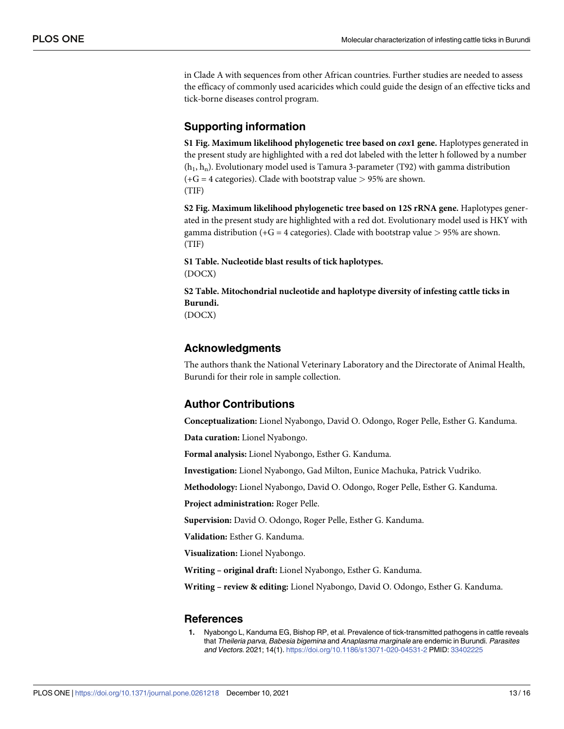in Clade A with sequences from other African countries. Further studies are needed to assess the efficacy of commonly used acaricides which could guide the design of an effective ticks and tick-borne diseases control program.

## Supporting information

**S1 Fig. Maximum likelihood phylogenetic tree based on *cox*1 gene.** Haplotypes generated in the present study are highlighted with a red dot labeled with the letter h followed by a number ($h_1$, $h_n$). Evolutionary model used is Tamura 3-parameter (T92) with gamma distribution (+G = 4 categories). Clade with bootstrap value > 95% are shown.
(TIF)

**S2 Fig. Maximum likelihood phylogenetic tree based on 12S rRNA gene.** Haplotypes generated in the present study are highlighted with a red dot. Evolutionary model used is HKY with gamma distribution (+G = 4 categories). Clade with bootstrap value > 95% are shown.
(TIF)

**S1 Table. Nucleotide blast results of tick haplotypes.**
(DOCX)

**S2 Table. Mitochondrial nucleotide and haplotype diversity of infesting cattle ticks in Burundi.**
(DOCX)

## Acknowledgments

The authors thank the National Veterinary Laboratory and the Directorate of Animal Health, Burundi for their role in sample collection.

## Author Contributions

**Conceptualization:** Lionel Nyabongo, David O. Odongo, Roger Pelle, Esther G. Kanduma.

**Data curation:** Lionel Nyabongo.

**Formal analysis:** Lionel Nyabongo, Esther G. Kanduma.

**Investigation:** Lionel Nyabongo, Gad Milton, Eunice Machuka, Patrick Vudriko.

**Methodology:** Lionel Nyabongo, David O. Odongo, Roger Pelle, Esther G. Kanduma.

**Project administration:** Roger Pelle.

**Supervision:** David O. Odongo, Roger Pelle, Esther G. Kanduma.

**Validation:** Esther G. Kanduma.

**Visualization:** Lionel Nyabongo.

**Writing – original draft:** Lionel Nyabongo, Esther G. Kanduma.

**Writing – review & editing:** Lionel Nyabongo, David O. Odongo, Esther G. Kanduma.

## References

1. Nyabongo L, Kanduma EG, Bishop RP, et al. Prevalence of tick-transmitted pathogens in cattle reveals that *Theileria parva*, *Babesia bigemina* and *Anaplasma marginale* are endemic in Burundi. *Parasites and Vectors*. 2021; 14(1). https://doi.org/10.1186/s13071-020-04531-2 PMID: 33402225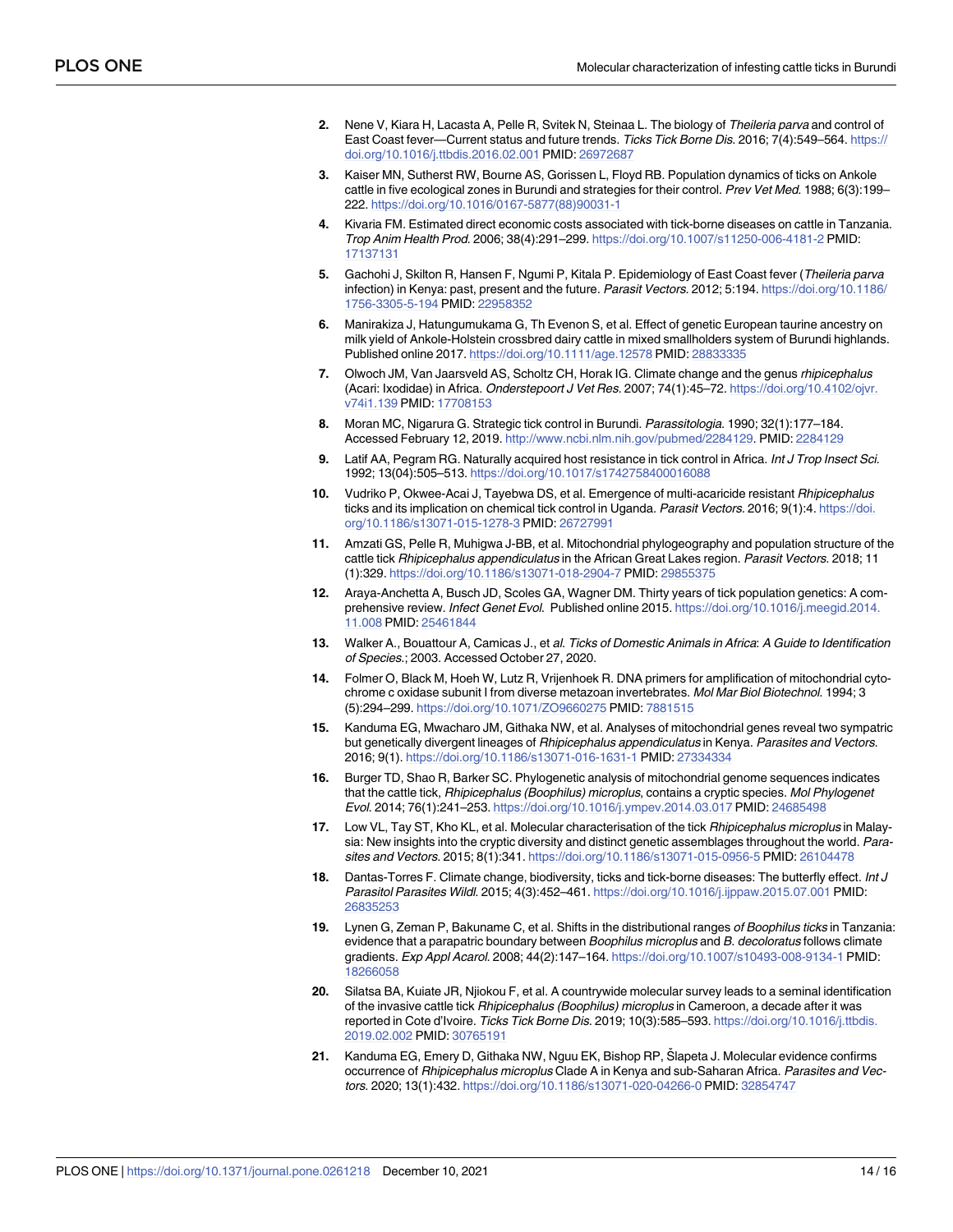2. Nene V, Kiara H, Lacasta A, Pelle R, Svitek N, Steinaa L. The biology of *Theileria parva* and control of East Coast fever—Current status and future trends. *Ticks Tick Borne Dis*. 2016; 7(4):549–564. https://doi.org/10.1016/j.ttbdis.2016.02.001 PMID: 26972687

3. Kaiser MN, Sutherst RW, Bourne AS, Gorissen L, Floyd RB. Population dynamics of ticks on Ankole cattle in five ecological zones in Burundi and strategies for their control. *Prev Vet Med*. 1988; 6(3):199–222. https://doi.org/10.1016/0167-5877(88)90031-1

4. Kivaria FM. Estimated direct economic costs associated with tick-borne diseases on cattle in Tanzania. *Trop Anim Health Prod*. 2006; 38(4):291–299. https://doi.org/10.1007/s11250-006-4181-2 PMID: 17137131

5. Gachohi J, Skilton R, Hansen F, Ngumi P, Kitala P. Epidemiology of East Coast fever (*Theileria parva* infection) in Kenya: past, present and the future. *Parasit Vectors*. 2012; 5:194. https://doi.org/10.1186/1756-3305-5-194 PMID: 22958352

6. Manirakiza J, Hatungumukama G, Th Evenon S, et al. Effect of genetic European taurine ancestry on milk yield of Ankole-Holstein crossbred dairy cattle in mixed smallholders system of Burundi highlands. Published online 2017. https://doi.org/10.1111/age.12578 PMID: 28833335

7. Olwoch JM, Van Jaarsveld AS, Scholtz CH, Horak IG. Climate change and the genus *rhipicephalus* (Acari: Ixodidae) in Africa. *Onderstepoort J Vet Res*. 2007; 74(1):45–72. https://doi.org/10.4102/ojvr.v74i1.139 PMID: 17708153

8. Moran MC, Nigarura G. Strategic tick control in Burundi. *Parassitologia*. 1990; 32(1):177–184. Accessed February 12, 2019. http://www.ncbi.nlm.nih.gov/pubmed/2284129. PMID: 2284129

9. Latif AA, Pegram RG. Naturally acquired host resistance in tick control in Africa. *Int J Trop Insect Sci*. 1992; 13(04):505–513. https://doi.org/10.1017/s1742758400016088

10. Vudriko P, Okwee-Acai J, Tayebwa DS, et al. Emergence of multi-acaricide resistant *Rhipicephalus* ticks and its implication on chemical tick control in Uganda. *Parasit Vectors*. 2016; 9(1):4. https://doi.org/10.1186/s13071-015-1278-3 PMID: 26727991

11. Amzati GS, Pelle R, Muhigwa J-BB, et al. Mitochondrial phylogeography and population structure of the cattle tick *Rhipicephalus appendiculatus* in the African Great Lakes region. *Parasit Vectors*. 2018; 11 (1):329. https://doi.org/10.1186/s13071-018-2904-7 PMID: 29855375

12. Araya-Anchetta A, Busch JD, Scoles GA, Wagner DM. Thirty years of tick population genetics: A comprehensive review. *Infect Genet Evol*. Published online 2015. https://doi.org/10.1016/j.meegid.2014.11.008 PMID: 25461844

13. Walker A., Bouattour A, Camicas J., et *al*. *Ticks of Domestic Animals in Africa*: *A Guide to Identification of Species*.; 2003. Accessed October 27, 2020.

14. Folmer O, Black M, Hoeh W, Lutz R, Vrijenhoek R. DNA primers for amplification of mitochondrial cytochrome c oxidase subunit I from diverse metazoan invertebrates. *Mol Mar Biol Biotechnol*. 1994; 3 (5):294–299. https://doi.org/10.1071/ZO9660275 PMID: 7881515

15. Kanduma EG, Mwacharo JM, Githaka NW, et al. Analyses of mitochondrial genes reveal two sympatric but genetically divergent lineages of *Rhipicephalus appendiculatus* in Kenya. *Parasites and Vectors*. 2016; 9(1). https://doi.org/10.1186/s13071-016-1631-1 PMID: 27334334

16. Burger TD, Shao R, Barker SC. Phylogenetic analysis of mitochondrial genome sequences indicates that the cattle tick, *Rhipicephalus (Boophilus) microplus*, contains a cryptic species. *Mol Phylogenet Evol*. 2014; 76(1):241–253. https://doi.org/10.1016/j.ympev.2014.03.017 PMID: 24685498

17. Low VL, Tay ST, Kho KL, et al. Molecular characterisation of the tick *Rhipicephalus microplus* in Malaysia: New insights into the cryptic diversity and distinct genetic assemblages throughout the world. *Parasites and Vectors*. 2015; 8(1):341. https://doi.org/10.1186/s13071-015-0956-5 PMID: 26104478

18. Dantas-Torres F. Climate change, biodiversity, ticks and tick-borne diseases: The butterfly effect. *Int J Parasitol Parasites Wildl*. 2015; 4(3):452–461. https://doi.org/10.1016/j.ijppaw.2015.07.001 PMID: 26835253

19. Lynen G, Zeman P, Bakuname C, et al. Shifts in the distributional ranges *of Boophilus ticks* in Tanzania: evidence that a parapatric boundary between *Boophilus microplus* and *B. decoloratus* follows climate gradients. *Exp Appl Acarol*. 2008; 44(2):147–164. https://doi.org/10.1007/s10493-008-9134-1 PMID: 18266058

20. Silatsa BA, Kuiate JR, Njiokou F, et al. A countrywide molecular survey leads to a seminal identification of the invasive cattle tick *Rhipicephalus (Boophilus) microplus* in Cameroon, a decade after it was reported in Cote d'Ivoire. *Ticks Tick Borne Dis*. 2019; 10(3):585–593. https://doi.org/10.1016/j.ttbdis.2019.02.002 PMID: 30765191

21. Kanduma EG, Emery D, Githaka NW, Nguu EK, Bishop RP, Šlapeta J. Molecular evidence confirms occurrence of *Rhipicephalus microplus* Clade A in Kenya and sub-Saharan Africa. *Parasites and Vectors*. 2020; 13(1):432. https://doi.org/10.1186/s13071-020-04266-0 PMID: 32854747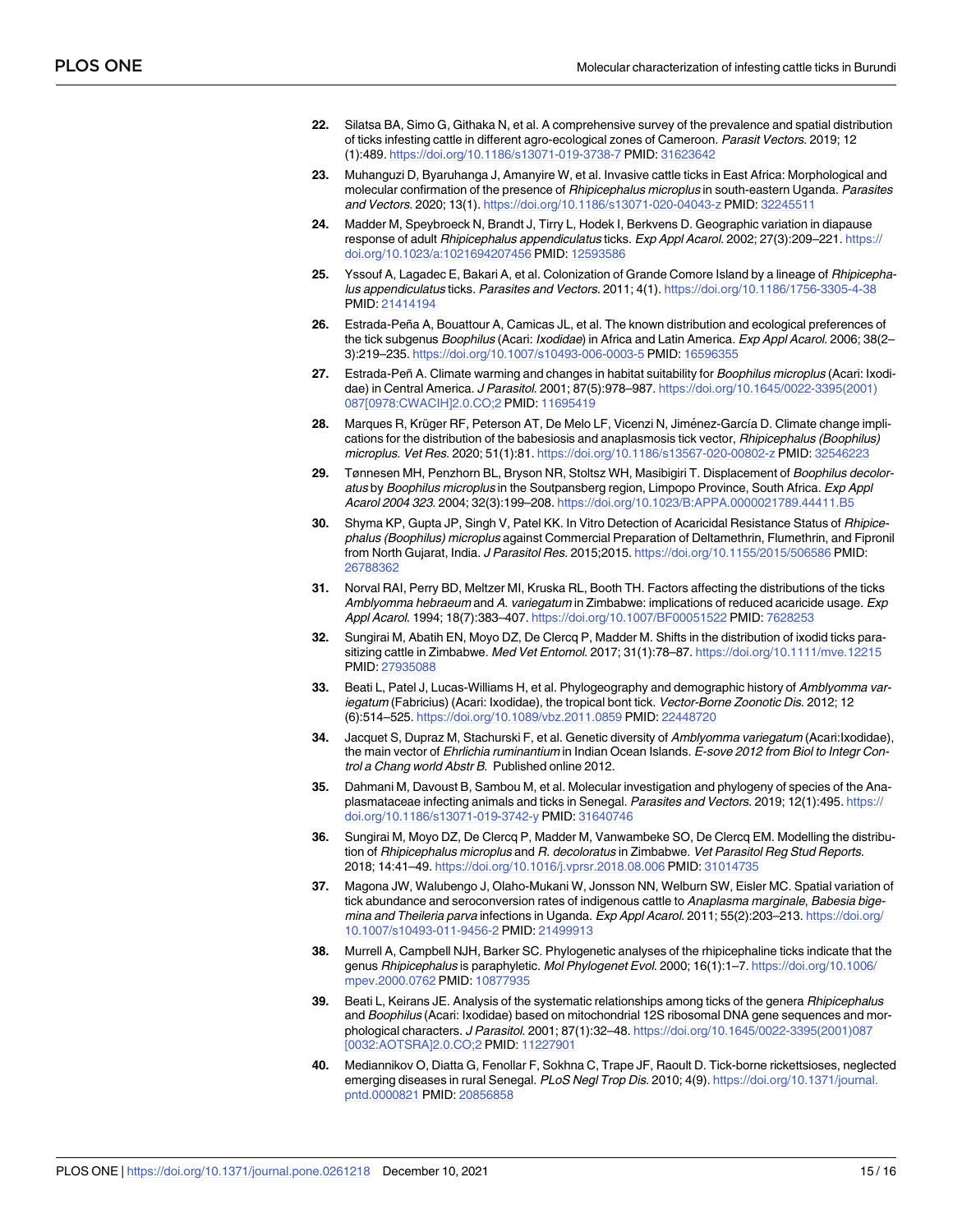22. Silatsa BA, Simo G, Githaka N, et al. A comprehensive survey of the prevalence and spatial distribution of ticks infesting cattle in different agro-ecological zones of Cameroon. *Parasit Vectors*. 2019; 12 (1):489. https://doi.org/10.1186/s13071-019-3738-7 PMID: 31623642

23. Muhanguzi D, Byaruhanga J, Amanyire W, et al. Invasive cattle ticks in East Africa: Morphological and molecular confirmation of the presence of *Rhipicephalus microplus* in south-eastern Uganda. *Parasites and Vectors*. 2020; 13(1). https://doi.org/10.1186/s13071-020-04043-z PMID: 32245511

24. Madder M, Speybroeck N, Brandt J, Tirry L, Hodek I, Berkvens D. Geographic variation in diapause response of adult *Rhipicephalus appendiculatus* ticks. *Exp Appl Acarol*. 2002; 27(3):209–221. https://doi.org/10.1023/a:1021694207456 PMID: 12593586

25. Yssouf A, Lagadec E, Bakari A, et al. Colonization of Grande Comore Island by a lineage of *Rhipicephalus appendiculatus* ticks. *Parasites and Vectors*. 2011; 4(1). https://doi.org/10.1186/1756-3305-4-38 PMID: 21414194

26. Estrada-Peña A, Bouattour A, Camicas JL, et al. The known distribution and ecological preferences of the tick subgenus *Boophilus* (Acari: *Ixodidae*) in Africa and Latin America. *Exp Appl Acarol*. 2006; 38(2–3):219–235. https://doi.org/10.1007/s10493-006-0003-5 PMID: 16596355

27. Estrada-Peñ A. Climate warming and changes in habitat suitability for *Boophilus microplus* (Acari: Ixodidae) in Central America. *J Parasitol*. 2001; 87(5):978–987. https://doi.org/10.1645/0022-3395(2001)087[0978:CWACIH]2.0.CO;2 PMID: 11695419

28. Marques R, Krüger RF, Peterson AT, De Melo LF, Vicenzi N, Jiménez-García D. Climate change implications for the distribution of the babesiosis and anaplasmosis tick vector, *Rhipicephalus (Boophilus) microplus*. *Vet Res*. 2020; 51(1):81. https://doi.org/10.1186/s13567-020-00802-z PMID: 32546223

29. Tønnesen MH, Penzhorn BL, Bryson NR, Stoltsz WH, Masibigiri T. Displacement of *Boophilus decoloratus* by *Boophilus microplus* in the Soutpansberg region, Limpopo Province, South Africa. *Exp Appl Acarol 2004 323*. 2004; 32(3):199–208. https://doi.org/10.1023/B:APPA.0000021789.44411.B5

30. Shyma KP, Gupta JP, Singh V, Patel KK. In Vitro Detection of Acaricidal Resistance Status of *Rhipicephalus (Boophilus) microplus* against Commercial Preparation of Deltamethrin, Flumethrin, and Fipronil from North Gujarat, India. *J Parasitol Res*. 2015;2015. https://doi.org/10.1155/2015/506586 PMID: 26788362

31. Norval RAI, Perry BD, Meltzer MI, Kruska RL, Booth TH. Factors affecting the distributions of the ticks *Amblyomma hebraeum* and *A. variegatum* in Zimbabwe: implications of reduced acaricide usage. *Exp Appl Acarol*. 1994; 18(7):383–407. https://doi.org/10.1007/BF00051522 PMID: 7628253

32. Sungirai M, Abatih EN, Moyo DZ, De Clercq P, Madder M. Shifts in the distribution of ixodid ticks parasitizing cattle in Zimbabwe. *Med Vet Entomol*. 2017; 31(1):78–87. https://doi.org/10.1111/mve.12215 PMID: 27935088

33. Beati L, Patel J, Lucas-Williams H, et al. Phylogeography and demographic history of *Amblyomma variegatum* (Fabricius) (Acari: Ixodidae), the tropical bont tick. *Vector-Borne Zoonotic Dis*. 2012; 12 (6):514–525. https://doi.org/10.1089/vbz.2011.0859 PMID: 22448720

34. Jacquet S, Dupraz M, Stachurski F, et al. Genetic diversity of *Amblyomma variegatum* (Acari:Ixodidae), the main vector of *Ehrlichia ruminantium* in Indian Ocean Islands. *E-sove 2012 from Biol to Integr Control a Chang world Abstr B*. Published online 2012.

35. Dahmani M, Davoust B, Sambou M, et al. Molecular investigation and phylogeny of species of the Anaplasmataceae infecting animals and ticks in Senegal. *Parasites and Vectors*. 2019; 12(1):495. https://doi.org/10.1186/s13071-019-3742-y PMID: 31640746

36. Sungirai M, Moyo DZ, De Clercq P, Madder M, Vanwambeke SO, De Clercq EM. Modelling the distribution of *Rhipicephalus microplus* and *R. decoloratus* in Zimbabwe. *Vet Parasitol Reg Stud Reports*. 2018; 14:41–49. https://doi.org/10.1016/j.vprsr.2018.08.006 PMID: 31014735

37. Magona JW, Walubengo J, Olaho-Mukani W, Jonsson NN, Welburn SW, Eisler MC. Spatial variation of tick abundance and seroconversion rates of indigenous cattle to *Anaplasma marginale*, *Babesia bigemina and Theileria parva* infections in Uganda. *Exp Appl Acarol*. 2011; 55(2):203–213. https://doi.org/10.1007/s10493-011-9456-2 PMID: 21499913

38. Murrell A, Campbell NJH, Barker SC. Phylogenetic analyses of the rhipicephaline ticks indicate that the genus *Rhipicephalus* is paraphyletic. *Mol Phylogenet Evol*. 2000; 16(1):1–7. https://doi.org/10.1006/mpev.2000.0762 PMID: 10877935

39. Beati L, Keirans JE. Analysis of the systematic relationships among ticks of the genera *Rhipicephalus* and *Boophilus* (Acari: Ixodidae) based on mitochondrial 12S ribosomal DNA gene sequences and morphological characters. *J Parasitol*. 2001; 87(1):32–48. https://doi.org/10.1645/0022-3395(2001)087[0032:AOTSRA]2.0.CO;2 PMID: 11227901

40. Mediannikov O, Diatta G, Fenollar F, Sokhna C, Trape JF, Raoult D. Tick-borne rickettsioses, neglected emerging diseases in rural Senegal. *PLoS Negl Trop Dis*. 2010; 4(9). https://doi.org/10.1371/journal.pntd.0000821 PMID: 20856858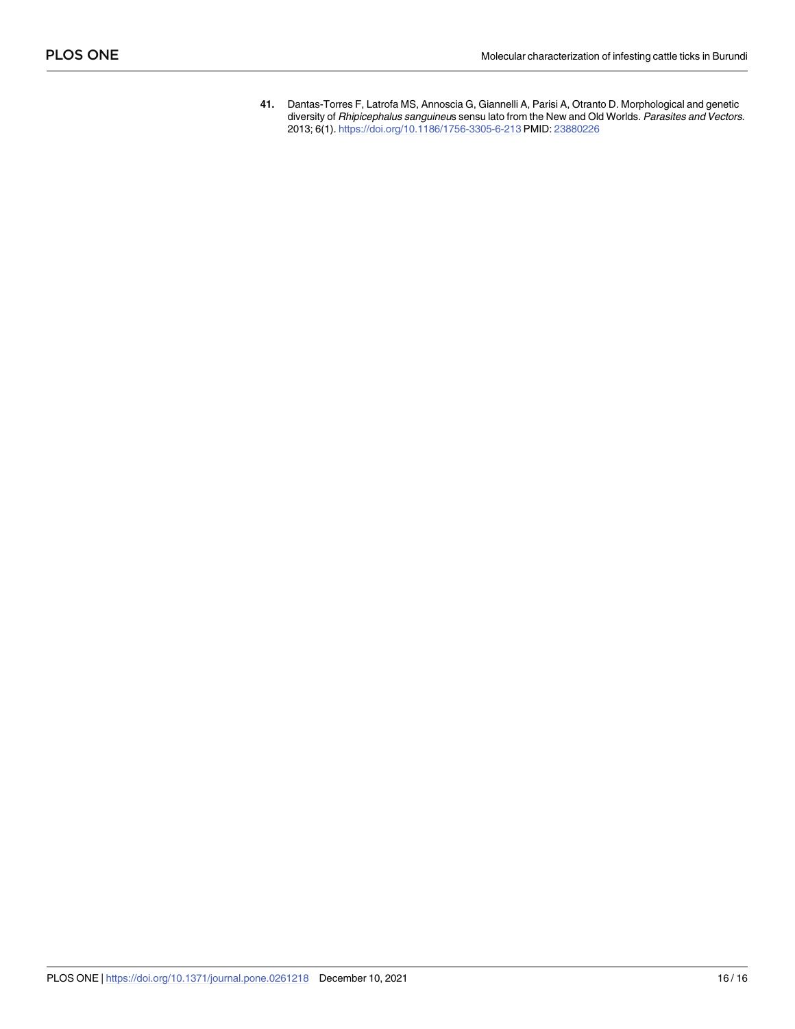41. Dantas-Torres F, Latrofa MS, Annoscia G, Giannelli A, Parisi A, Otranto D. Morphological and genetic diversity of *Rhipicephalus sanguineus* sensu lato from the New and Old Worlds. *Parasites and Vectors*. 2013; 6(1). https://doi.org/10.1186/1756-3305-6-213 PMID: 23880226